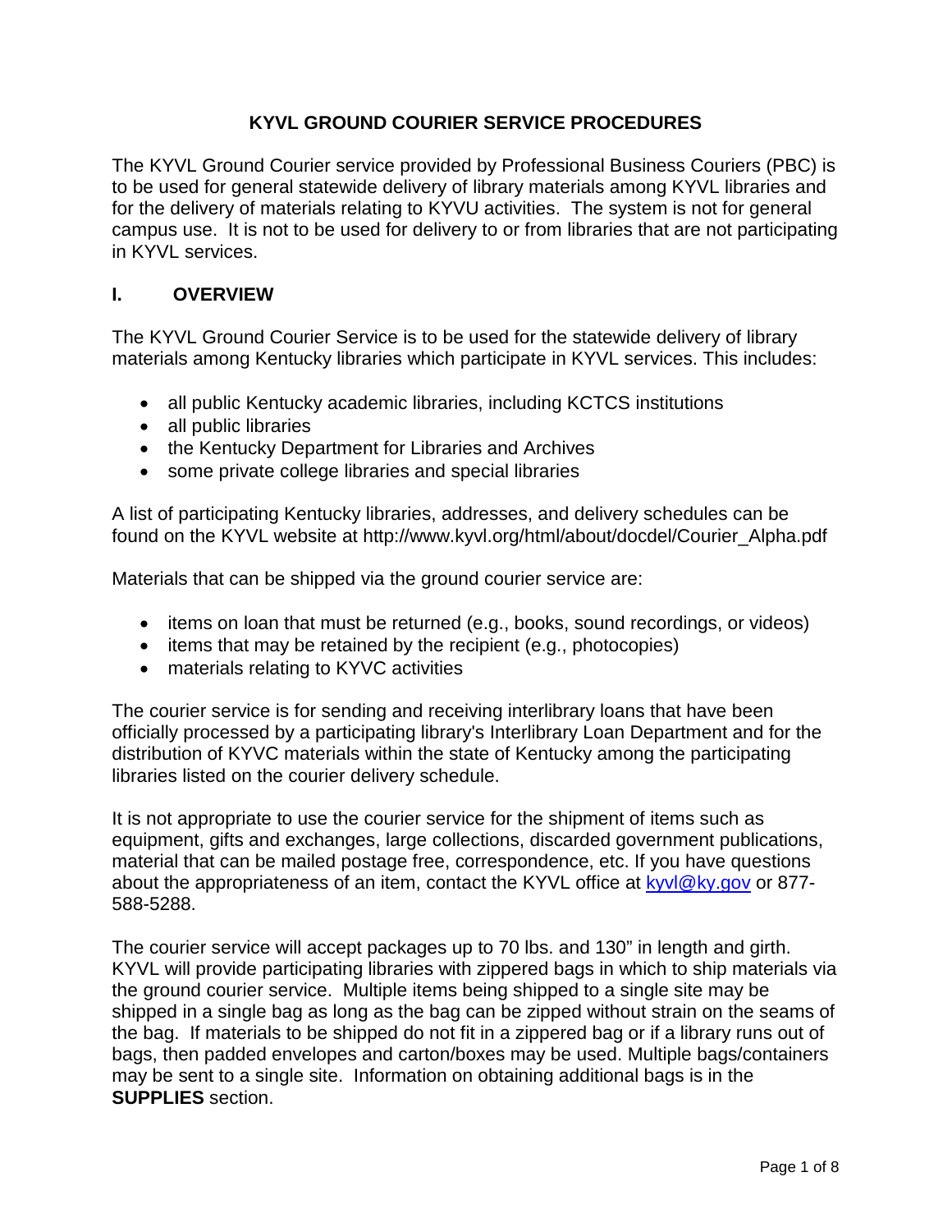# KYVL GROUND COURIER SERVICE PROCEDURES

The KYVL Ground Courier service provided by Professional Business Couriers (PBC) is to be used for general statewide delivery of library materials among KYVL libraries and for the delivery of materials relating to KYVU activities. The system is not for general campus use. It is not to be used for delivery to or from libraries that are not participating in KYVL services.

## I. OVERVIEW

The KYVL Ground Courier Service is to be used for the statewide delivery of library materials among Kentucky libraries which participate in KYVL services. This includes:

- all public Kentucky academic libraries, including KCTCS institutions
- all public libraries
- the Kentucky Department for Libraries and Archives
- some private college libraries and special libraries

A list of participating Kentucky libraries, addresses, and delivery schedules can be found on the KYVL website at http://www.kyvl.org/html/about/docdel/Courier_Alpha.pdf

Materials that can be shipped via the ground courier service are:

- items on loan that must be returned (e.g., books, sound recordings, or videos)
- items that may be retained by the recipient (e.g., photocopies)
- materials relating to KYVC activities

The courier service is for sending and receiving interlibrary loans that have been officially processed by a participating library's Interlibrary Loan Department and for the distribution of KYVC materials within the state of Kentucky among the participating libraries listed on the courier delivery schedule.

It is not appropriate to use the courier service for the shipment of items such as equipment, gifts and exchanges, large collections, discarded government publications, material that can be mailed postage free, correspondence, etc. If you have questions about the appropriateness of an item, contact the KYVL office at [kyvl@ky.gov](mailto:kyvl@ky.gov) or 877-588-5288.

The courier service will accept packages up to 70 lbs. and 130" in length and girth. KYVL will provide participating libraries with zippered bags in which to ship materials via the ground courier service. Multiple items being shipped to a single site may be shipped in a single bag as long as the bag can be zipped without strain on the seams of the bag. If materials to be shipped do not fit in a zippered bag or if a library runs out of bags, then padded envelopes and carton/boxes may be used. Multiple bags/containers may be sent to a single site. Information on obtaining additional bags is in the **SUPPLIES** section.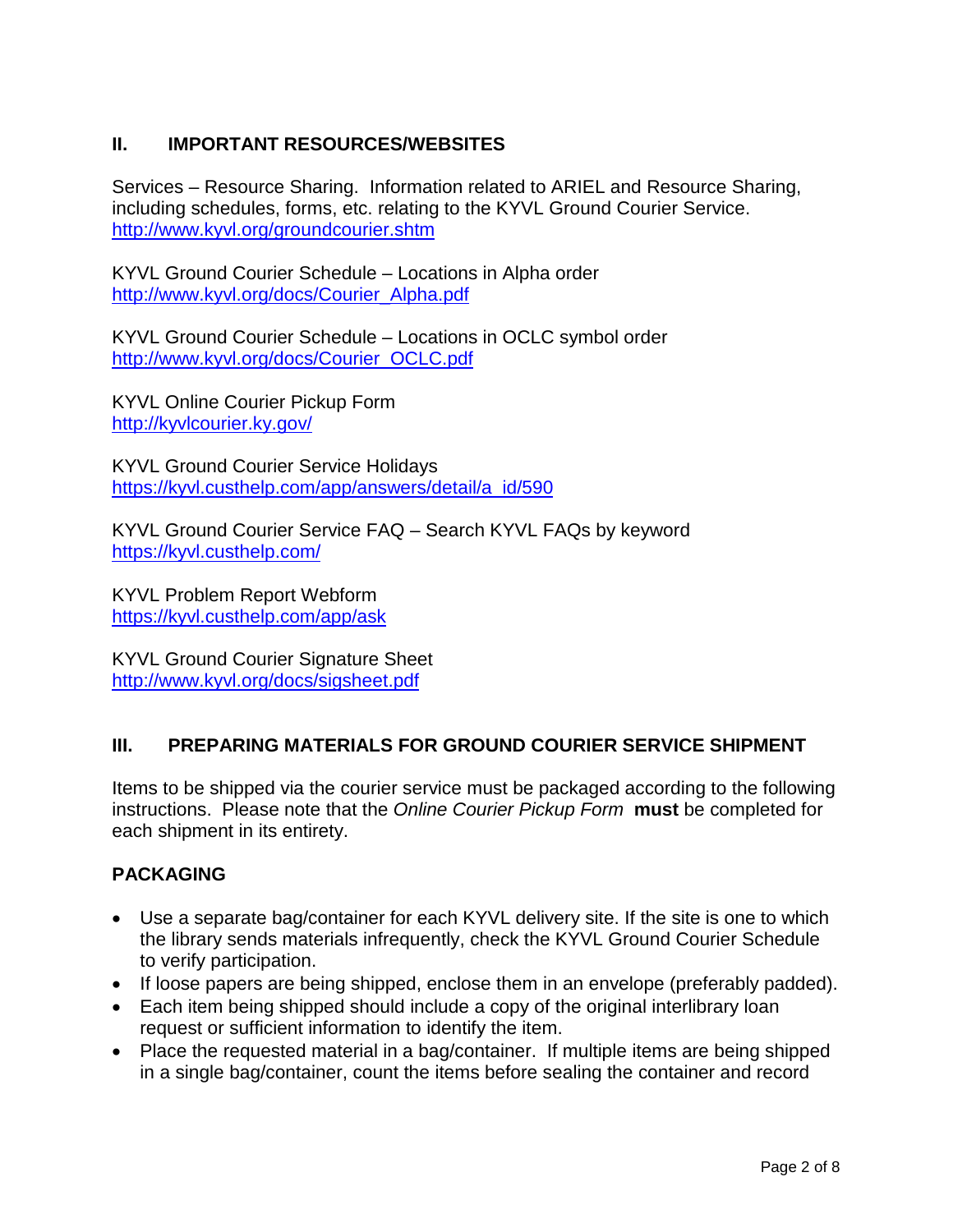## II. IMPORTANT RESOURCES/WEBSITES

Services – Resource Sharing. Information related to ARIEL and Resource Sharing, including schedules, forms, etc. relating to the KYVL Ground Courier Service.
http://www.kyvl.org/groundcourier.shtm

KYVL Ground Courier Schedule – Locations in Alpha order
http://www.kyvl.org/docs/Courier_Alpha.pdf

KYVL Ground Courier Schedule – Locations in OCLC symbol order
http://www.kyvl.org/docs/Courier_OCLC.pdf

KYVL Online Courier Pickup Form
http://kyvlcourier.ky.gov/

KYVL Ground Courier Service Holidays
https://kyvl.custhelp.com/app/answers/detail/a_id/590

KYVL Ground Courier Service FAQ – Search KYVL FAQs by keyword
https://kyvl.custhelp.com/

KYVL Problem Report Webform
https://kyvl.custhelp.com/app/ask

KYVL Ground Courier Signature Sheet
http://www.kyvl.org/docs/sigsheet.pdf

## III. PREPARING MATERIALS FOR GROUND COURIER SERVICE SHIPMENT

Items to be shipped via the courier service must be packaged according to the following instructions. Please note that the *Online Courier Pickup Form* **must** be completed for each shipment in its entirety.

### PACKAGING

- Use a separate bag/container for each KYVL delivery site. If the site is one to which the library sends materials infrequently, check the KYVL Ground Courier Schedule to verify participation.
- If loose papers are being shipped, enclose them in an envelope (preferably padded).
- Each item being shipped should include a copy of the original interlibrary loan request or sufficient information to identify the item.
- Place the requested material in a bag/container. If multiple items are being shipped in a single bag/container, count the items before sealing the container and record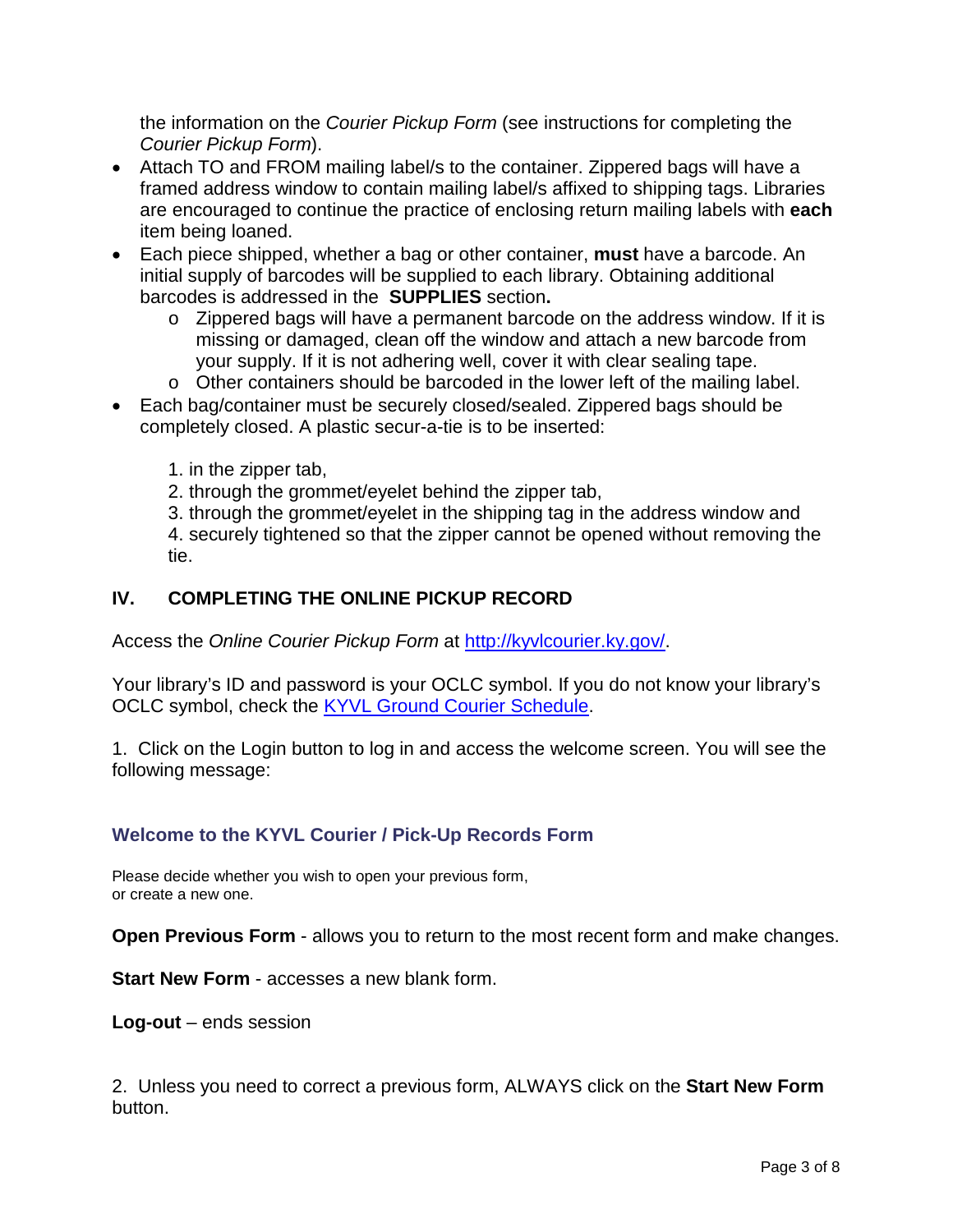the information on the *Courier Pickup Form* (see instructions for completing the *Courier Pickup Form*).

- Attach TO and FROM mailing label/s to the container. Zippered bags will have a framed address window to contain mailing label/s affixed to shipping tags. Libraries are encouraged to continue the practice of enclosing return mailing labels with **each** item being loaned.
- Each piece shipped, whether a bag or other container, **must** have a barcode. An initial supply of barcodes will be supplied to each library. Obtaining additional barcodes is addressed in the **SUPPLIES** section**.**
  - Zippered bags will have a permanent barcode on the address window. If it is missing or damaged, clean off the window and attach a new barcode from your supply. If it is not adhering well, cover it with clear sealing tape.
  - Other containers should be barcoded in the lower left of the mailing label.
- Each bag/container must be securely closed/sealed. Zippered bags should be completely closed. A plastic secur-a-tie is to be inserted:

  1. in the zipper tab,
  2. through the grommet/eyelet behind the zipper tab,
  3. through the grommet/eyelet in the shipping tag in the address window and
  4. securely tightened so that the zipper cannot be opened without removing the tie.

## IV. COMPLETING THE ONLINE PICKUP RECORD

Access the *Online Courier Pickup Form* at [http://kyvlcourier.ky.gov/](http://kyvlcourier.ky.gov/).

Your library's ID and password is your OCLC symbol. If you do not know your library's OCLC symbol, check the [KYVL Ground Courier Schedule](#).

1. Click on the Login button to log in and access the welcome screen. You will see the following message:

### Welcome to the KYVL Courier / Pick-Up Records Form

Please decide whether you wish to open your previous form,
or create a new one.

**Open Previous Form** - allows you to return to the most recent form and make changes.

**Start New Form** - accesses a new blank form.

**Log-out** – ends session

2. Unless you need to correct a previous form, ALWAYS click on the **Start New Form** button.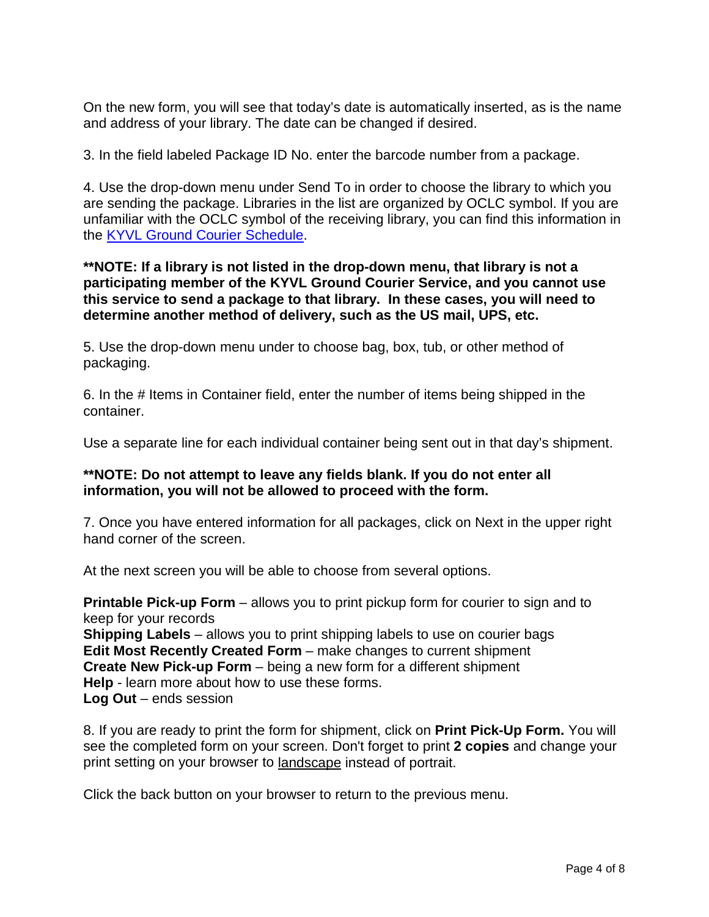On the new form, you will see that today's date is automatically inserted, as is the name and address of your library. The date can be changed if desired.

3. In the field labeled Package ID No. enter the barcode number from a package.

4. Use the drop-down menu under Send To in order to choose the library to which you are sending the package. Libraries in the list are organized by OCLC symbol. If you are unfamiliar with the OCLC symbol of the receiving library, you can find this information in the [KYVL Ground Courier Schedule](#).

**\*\*NOTE: If a library is not listed in the drop-down menu, that library is not a participating member of the KYVL Ground Courier Service, and you cannot use this service to send a package to that library. In these cases, you will need to determine another method of delivery, such as the US mail, UPS, etc.**

5. Use the drop-down menu under to choose bag, box, tub, or other method of packaging.

6. In the # Items in Container field, enter the number of items being shipped in the container.

Use a separate line for each individual container being sent out in that day's shipment.

**\*\*NOTE: Do not attempt to leave any fields blank. If you do not enter all information, you will not be allowed to proceed with the form.**

7. Once you have entered information for all packages, click on Next in the upper right hand corner of the screen.

At the next screen you will be able to choose from several options.

**Printable Pick-up Form** – allows you to print pickup form for courier to sign and to keep for your records
**Shipping Labels** – allows you to print shipping labels to use on courier bags
**Edit Most Recently Created Form** – make changes to current shipment
**Create New Pick-up Form** – being a new form for a different shipment
**Help** - learn more about how to use these forms.
**Log Out** – ends session

8. If you are ready to print the form for shipment, click on **Print Pick-Up Form.** You will see the completed form on your screen. Don't forget to print **2 copies** and change your print setting on your browser to <u>landscape</u> instead of portrait.

Click the back button on your browser to return to the previous menu.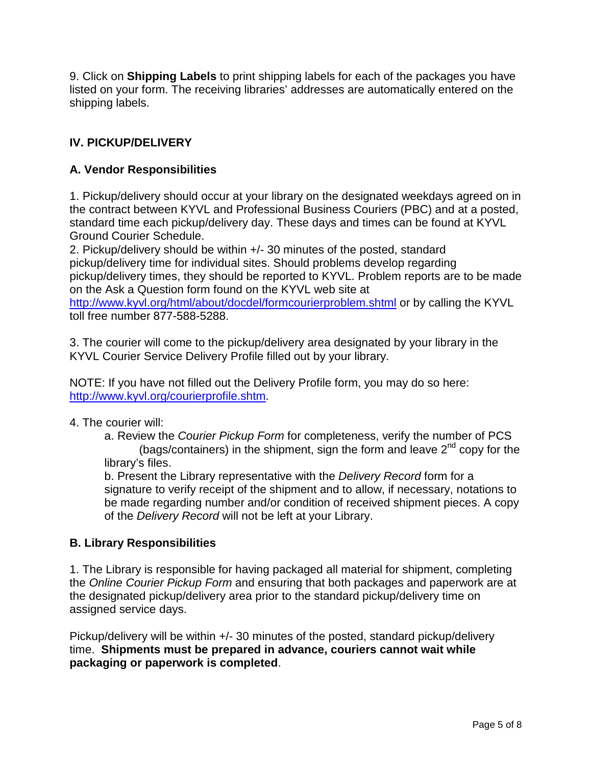9. Click on **Shipping Labels** to print shipping labels for each of the packages you have listed on your form. The receiving libraries' addresses are automatically entered on the shipping labels.

## IV. PICKUP/DELIVERY

### A. Vendor Responsibilities

1. Pickup/delivery should occur at your library on the designated weekdays agreed on in the contract between KYVL and Professional Business Couriers (PBC) and at a posted, standard time each pickup/delivery day. These days and times can be found at KYVL Ground Courier Schedule.
2. Pickup/delivery should be within +/- 30 minutes of the posted, standard pickup/delivery time for individual sites. Should problems develop regarding pickup/delivery times, they should be reported to KYVL. Problem reports are to be made on the Ask a Question form found on the KYVL web site at http://www.kyvl.org/html/about/docdel/formcourierproblem.shtml or by calling the KYVL toll free number 877-588-5288.

3. The courier will come to the pickup/delivery area designated by your library in the KYVL Courier Service Delivery Profile filled out by your library.

NOTE: If you have not filled out the Delivery Profile form, you may do so here: http://www.kyvl.org/courierprofile.shtm.

4. The courier will:

   a. Review the *Courier Pickup Form* for completeness, verify the number of PCS (bags/containers) in the shipment, sign the form and leave 2nd copy for the library's files.

   b. Present the Library representative with the *Delivery Record* form for a signature to verify receipt of the shipment and to allow, if necessary, notations to be made regarding number and/or condition of received shipment pieces. A copy of the *Delivery Record* will not be left at your Library.

### B. Library Responsibilities

1. The Library is responsible for having packaged all material for shipment, completing the *Online Courier Pickup Form* and ensuring that both packages and paperwork are at the designated pickup/delivery area prior to the standard pickup/delivery time on assigned service days.

Pickup/delivery will be within +/- 30 minutes of the posted, standard pickup/delivery time. **Shipments must be prepared in advance, couriers cannot wait while packaging or paperwork is completed**.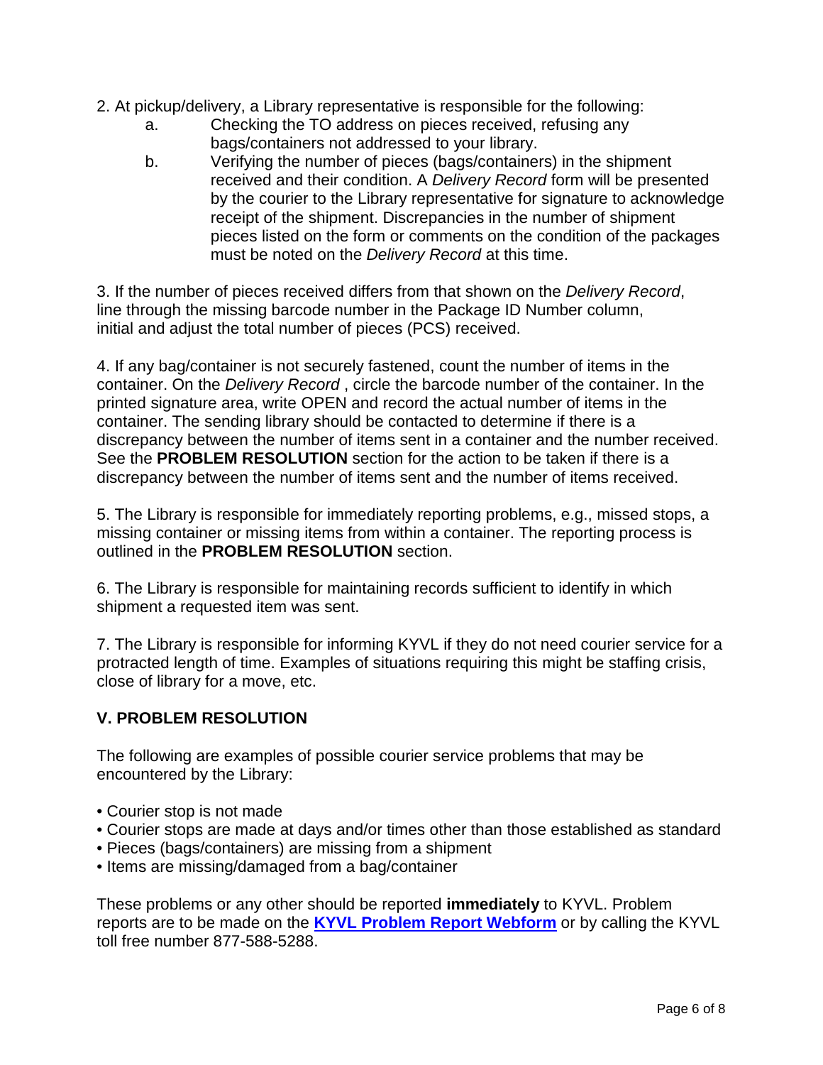2. At pickup/delivery, a Library representative is responsible for the following:
   a. Checking the TO address on pieces received, refusing any bags/containers not addressed to your library.
   b. Verifying the number of pieces (bags/containers) in the shipment received and their condition. A *Delivery Record* form will be presented by the courier to the Library representative for signature to acknowledge receipt of the shipment. Discrepancies in the number of shipment pieces listed on the form or comments on the condition of the packages must be noted on the *Delivery Record* at this time.

3. If the number of pieces received differs from that shown on the *Delivery Record*, line through the missing barcode number in the Package ID Number column, initial and adjust the total number of pieces (PCS) received.

4. If any bag/container is not securely fastened, count the number of items in the container. On the *Delivery Record* , circle the barcode number of the container. In the printed signature area, write OPEN and record the actual number of items in the container. The sending library should be contacted to determine if there is a discrepancy between the number of items sent in a container and the number received. See the **PROBLEM RESOLUTION** section for the action to be taken if there is a discrepancy between the number of items sent and the number of items received.

5. The Library is responsible for immediately reporting problems, e.g., missed stops, a missing container or missing items from within a container. The reporting process is outlined in the **PROBLEM RESOLUTION** section.

6. The Library is responsible for maintaining records sufficient to identify in which shipment a requested item was sent.

7. The Library is responsible for informing KYVL if they do not need courier service for a protracted length of time. Examples of situations requiring this might be staffing crisis, close of library for a move, etc.

## V. PROBLEM RESOLUTION

The following are examples of possible courier service problems that may be encountered by the Library:

- Courier stop is not made
- Courier stops are made at days and/or times other than those established as standard
- Pieces (bags/containers) are missing from a shipment
- Items are missing/damaged from a bag/container

These problems or any other should be reported **immediately** to KYVL. Problem reports are to be made on the **KYVL Problem Report Webform** or by calling the KYVL toll free number 877-588-5288.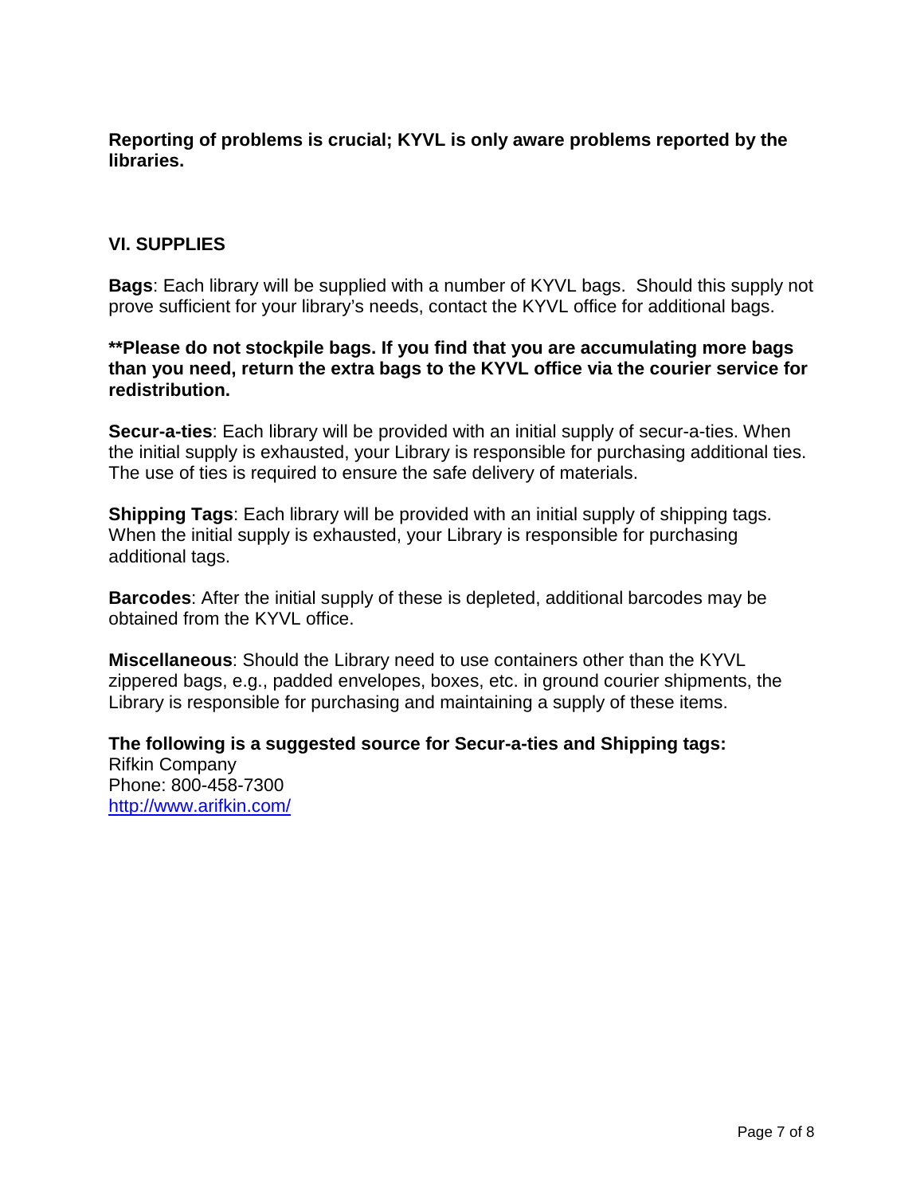**Reporting of problems is crucial; KYVL is only aware problems reported by the libraries.**

## VI. SUPPLIES

**Bags**: Each library will be supplied with a number of KYVL bags. Should this supply not prove sufficient for your library's needs, contact the KYVL office for additional bags.

****Please do not stockpile bags. If you find that you are accumulating more bags than you need, return the extra bags to the KYVL office via the courier service for redistribution.**

**Secur-a-ties**: Each library will be provided with an initial supply of secur-a-ties. When the initial supply is exhausted, your Library is responsible for purchasing additional ties. The use of ties is required to ensure the safe delivery of materials.

**Shipping Tags**: Each library will be provided with an initial supply of shipping tags. When the initial supply is exhausted, your Library is responsible for purchasing additional tags.

**Barcodes**: After the initial supply of these is depleted, additional barcodes may be obtained from the KYVL office.

**Miscellaneous**: Should the Library need to use containers other than the KYVL zippered bags, e.g., padded envelopes, boxes, etc. in ground courier shipments, the Library is responsible for purchasing and maintaining a supply of these items.

**The following is a suggested source for Secur-a-ties and Shipping tags:**
Rifkin Company
Phone: 800-458-7300
http://www.arifkin.com/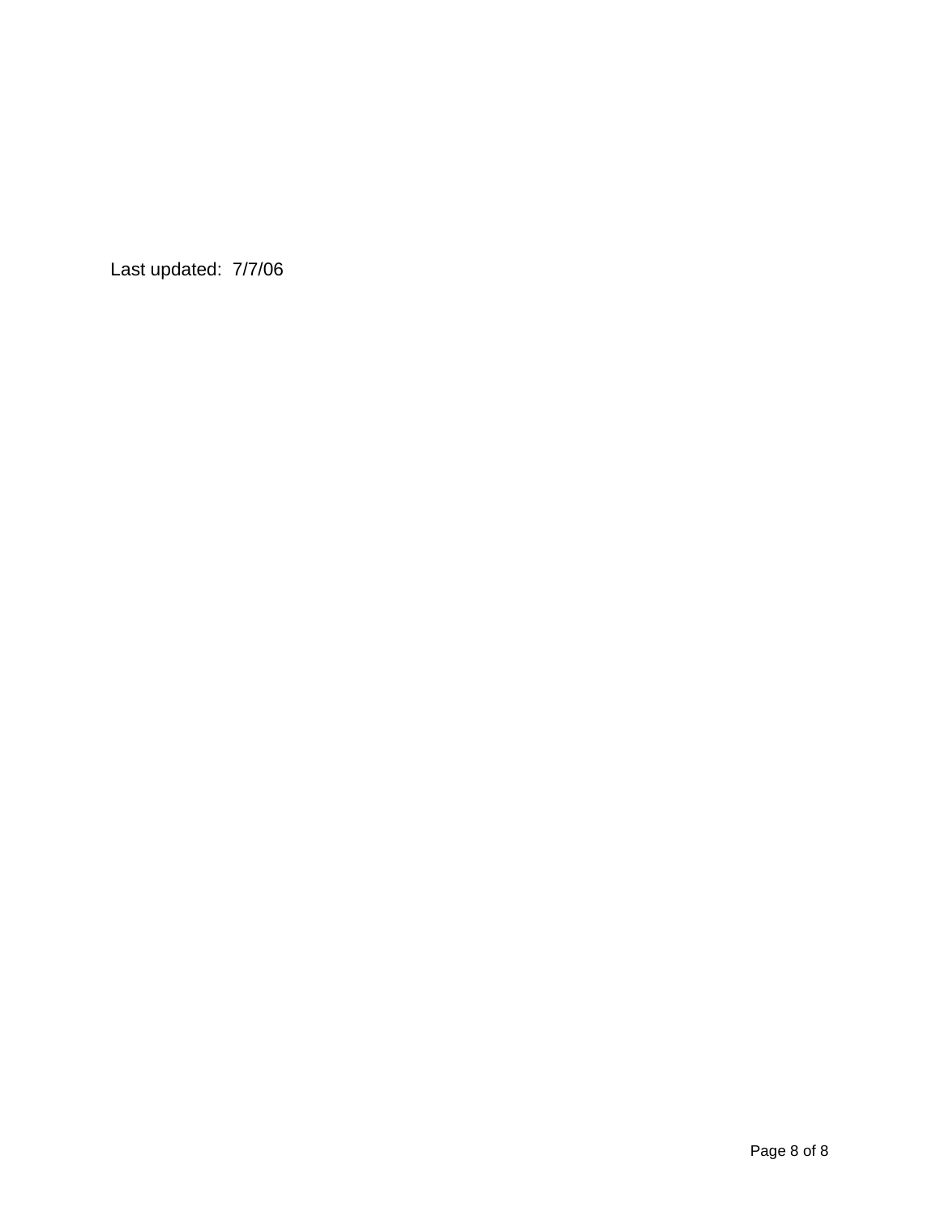Last updated:  7/7/06